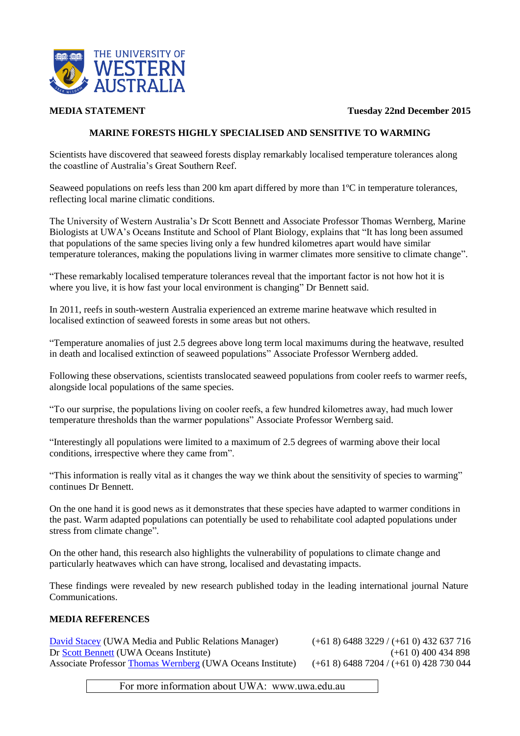THE UNIVERSITY OF WESTERN AUSTRALIA

**MEDIA STATEMENT** **Tuesday 22nd December 2015**

## MARINE FORESTS HIGHLY SPECIALISED AND SENSITIVE TO WARMING

Scientists have discovered that seaweed forests display remarkably localised temperature tolerances along the coastline of Australia's Great Southern Reef.

Seaweed populations on reefs less than 200 km apart differed by more than 1ºC in temperature tolerances, reflecting local marine climatic conditions.

The University of Western Australia's Dr Scott Bennett and Associate Professor Thomas Wernberg, Marine Biologists at UWA's Oceans Institute and School of Plant Biology, explains that "It has long been assumed that populations of the same species living only a few hundred kilometres apart would have similar temperature tolerances, making the populations living in warmer climates more sensitive to climate change".

"These remarkably localised temperature tolerances reveal that the important factor is not how hot it is where you live, it is how fast your local environment is changing" Dr Bennett said.

In 2011, reefs in south-western Australia experienced an extreme marine heatwave which resulted in localised extinction of seaweed forests in some areas but not others.

"Temperature anomalies of just 2.5 degrees above long term local maximums during the heatwave, resulted in death and localised extinction of seaweed populations" Associate Professor Wernberg added.

Following these observations, scientists translocated seaweed populations from cooler reefs to warmer reefs, alongside local populations of the same species.

"To our surprise, the populations living on cooler reefs, a few hundred kilometres away, had much lower temperature thresholds than the warmer populations" Associate Professor Wernberg said.

"Interestingly all populations were limited to a maximum of 2.5 degrees of warming above their local conditions, irrespective where they came from".

"This information is really vital as it changes the way we think about the sensitivity of species to warming" continues Dr Bennett.

On the one hand it is good news as it demonstrates that these species have adapted to warmer conditions in the past. Warm adapted populations can potentially be used to rehabilitate cool adapted populations under stress from climate change".

On the other hand, this research also highlights the vulnerability of populations to climate change and particularly heatwaves which can have strong, localised and devastating impacts.

These findings were revealed by new research published today in the leading international journal Nature Communications.

**MEDIA REFERENCES**

| | |
|---|---|
| David Stacey (UWA Media and Public Relations Manager) | (+61 8) 6488 3229 / (+61 0) 432 637 716 |
| Dr Scott Bennett (UWA Oceans Institute) | (+61 0) 400 434 898 |
| Associate Professor Thomas Wernberg (UWA Oceans Institute) | (+61 8) 6488 7204 / (+61 0) 428 730 044 |

For more information about UWA: www.uwa.edu.au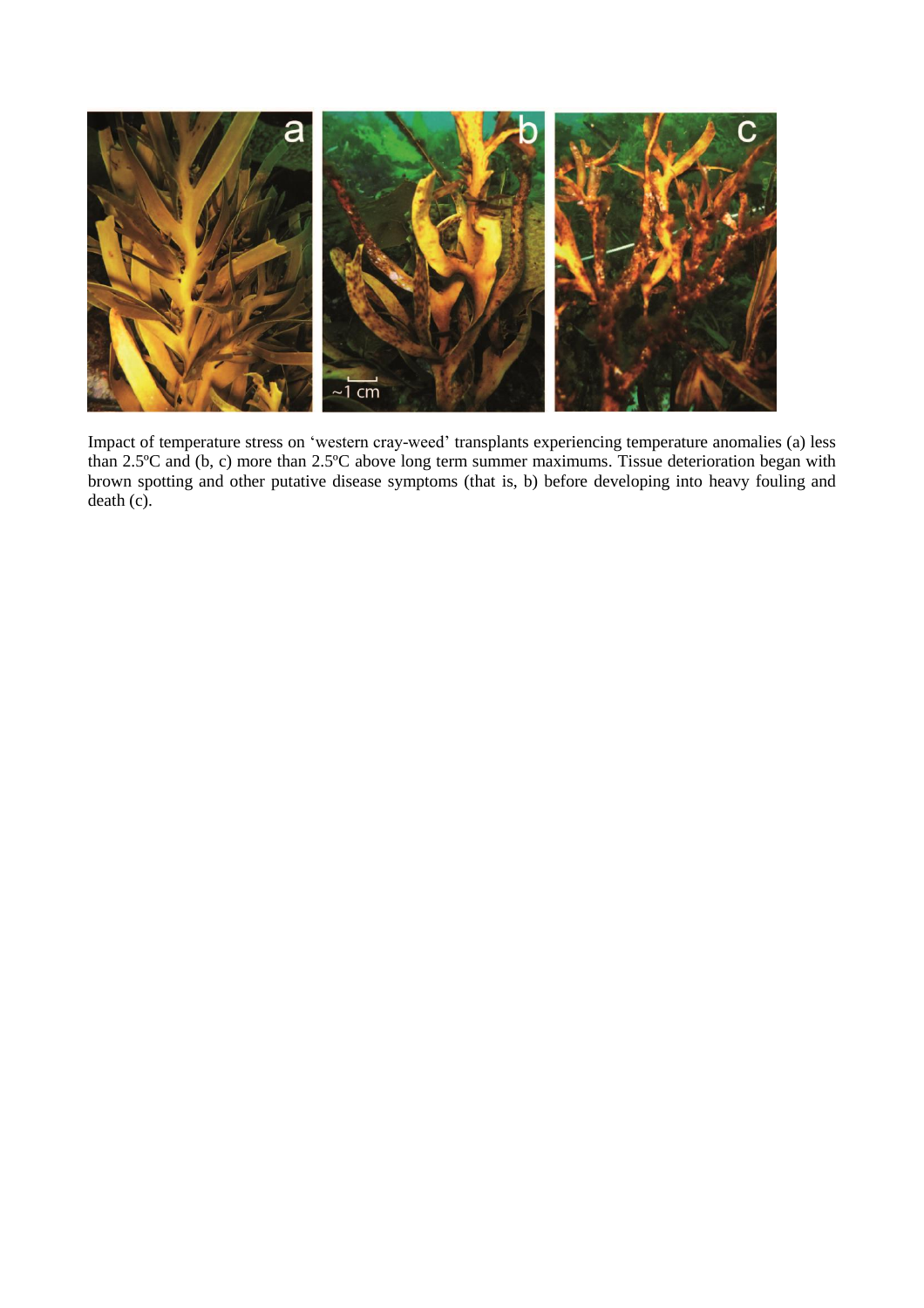Impact of temperature stress on 'western cray-weed' transplants experiencing temperature anomalies (a) less than 2.5ºC and (b, c) more than 2.5ºC above long term summer maximums. Tissue deterioration began with brown spotting and other putative disease symptoms (that is, b) before developing into heavy fouling and death (c).